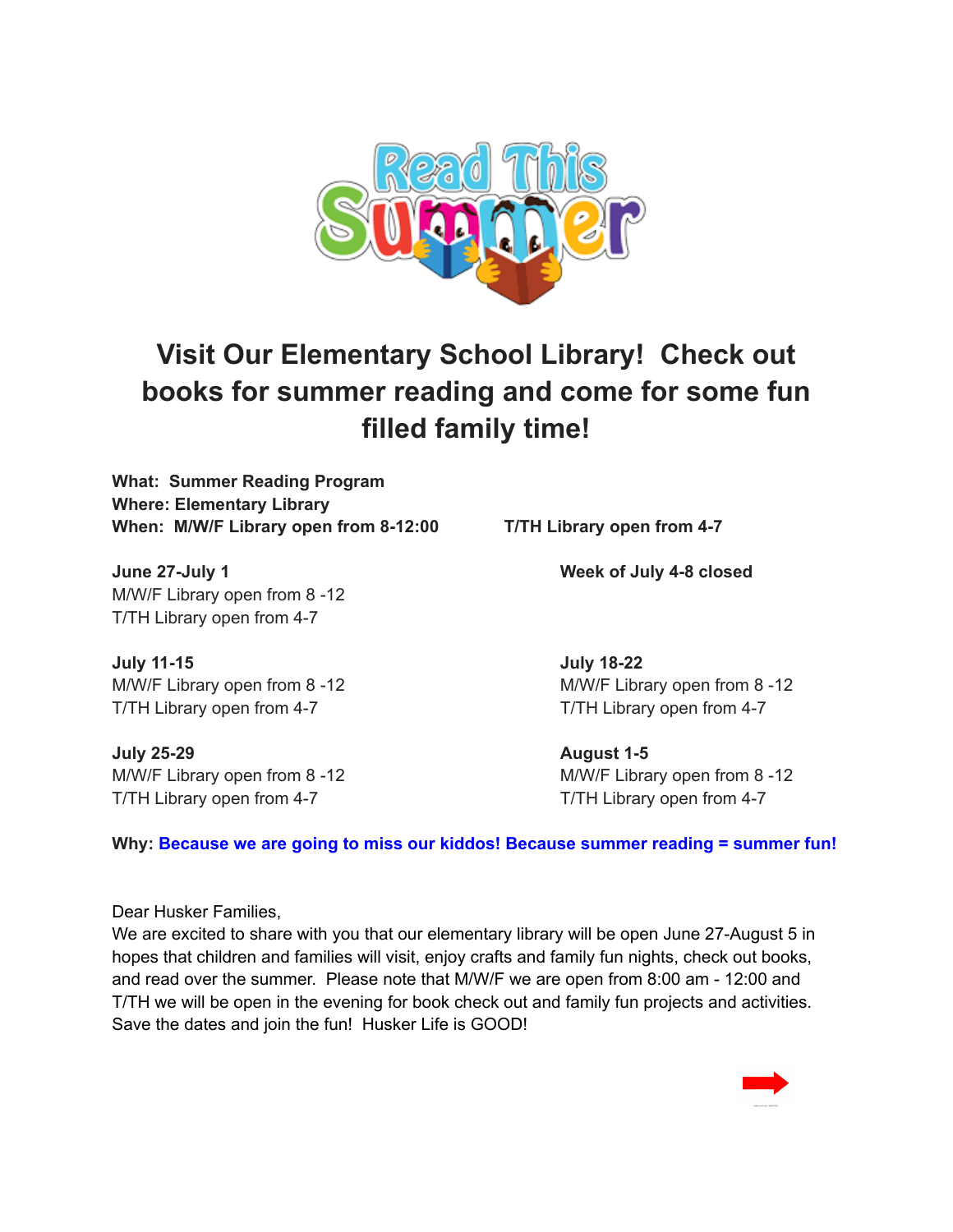Read This Summer

# Visit Our Elementary School Library! Check out books for summer reading and come for some fun filled family time!

**What: Summer Reading Program**
**Where: Elementary Library**
**When: M/W/F Library open from 8-12:00 T/TH Library open from 4-7**

**June 27-July 1**
M/W/F Library open from 8 -12
T/TH Library open from 4-7

**Week of July 4-8 closed**

**July 11-15**
M/W/F Library open from 8 -12
T/TH Library open from 4-7

**July 18-22**
M/W/F Library open from 8 -12
T/TH Library open from 4-7

**July 25-29**
M/W/F Library open from 8 -12
T/TH Library open from 4-7

**August 1-5**
M/W/F Library open from 8 -12
T/TH Library open from 4-7

**Why: Because we are going to miss our kiddos! Because summer reading = summer fun!**

Dear Husker Families,
We are excited to share with you that our elementary library will be open June 27-August 5 in hopes that children and families will visit, enjoy crafts and family fun nights, check out books, and read over the summer. Please note that M/W/F we are open from 8:00 am - 12:00 and T/TH we will be open in the evening for book check out and family fun projects and activities. Save the dates and join the fun! Husker Life is GOOD!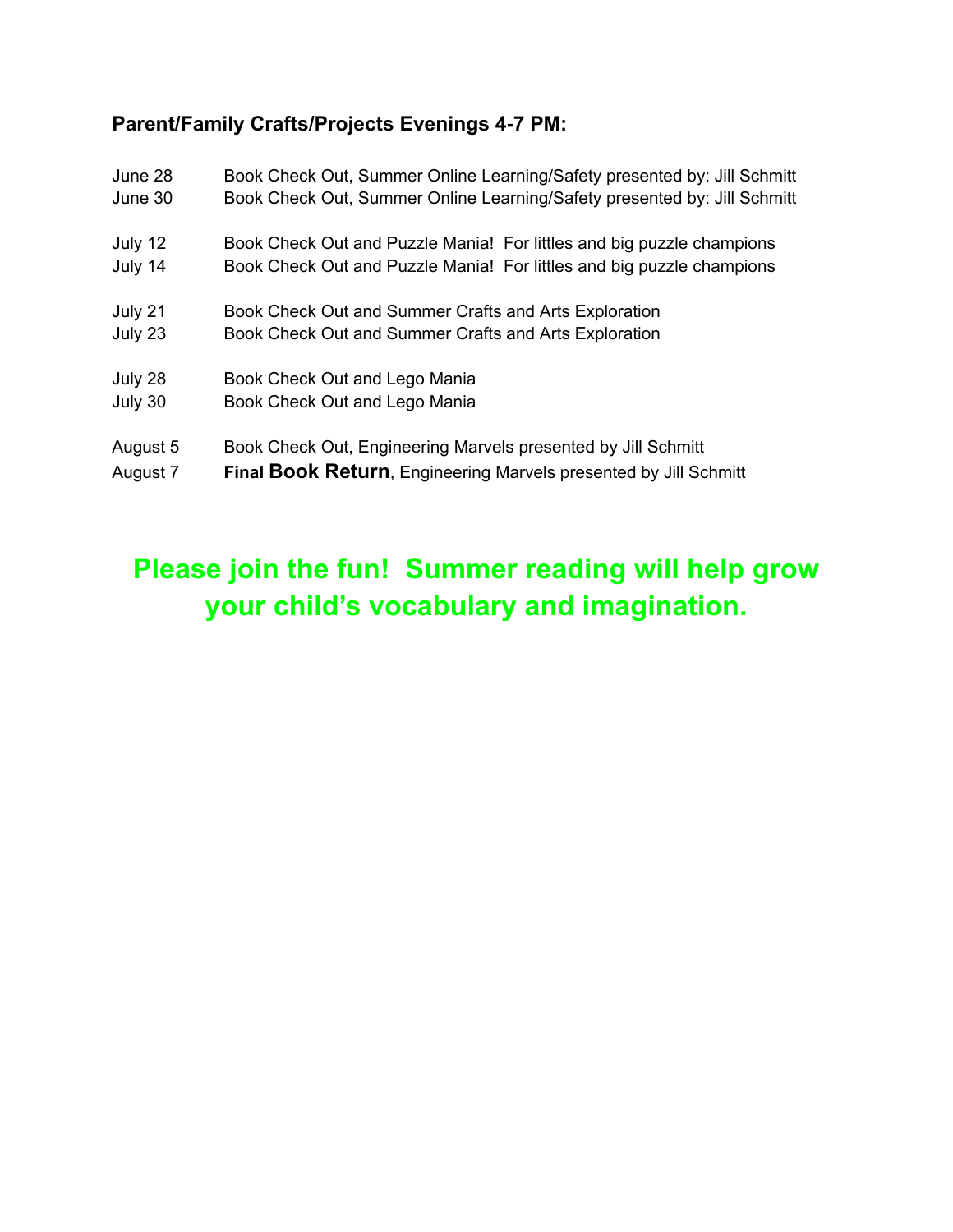**Parent/Family Crafts/Projects Evenings 4-7 PM:**

| | |
|---|---|
| June 28 | Book Check Out, Summer Online Learning/Safety presented by: Jill Schmitt |
| June 30 | Book Check Out, Summer Online Learning/Safety presented by: Jill Schmitt |
| July 12 | Book Check Out and Puzzle Mania! For littles and big puzzle champions |
| July 14 | Book Check Out and Puzzle Mania! For littles and big puzzle champions |
| July 21 | Book Check Out and Summer Crafts and Arts Exploration |
| July 23 | Book Check Out and Summer Crafts and Arts Exploration |
| July 28 | Book Check Out and Lego Mania |
| July 30 | Book Check Out and Lego Mania |
| August 5 | Book Check Out, Engineering Marvels presented by Jill Schmitt |
| August 7 | **Final Book Return**, Engineering Marvels presented by Jill Schmitt |

**Please join the fun! Summer reading will help grow your child's vocabulary and imagination.**